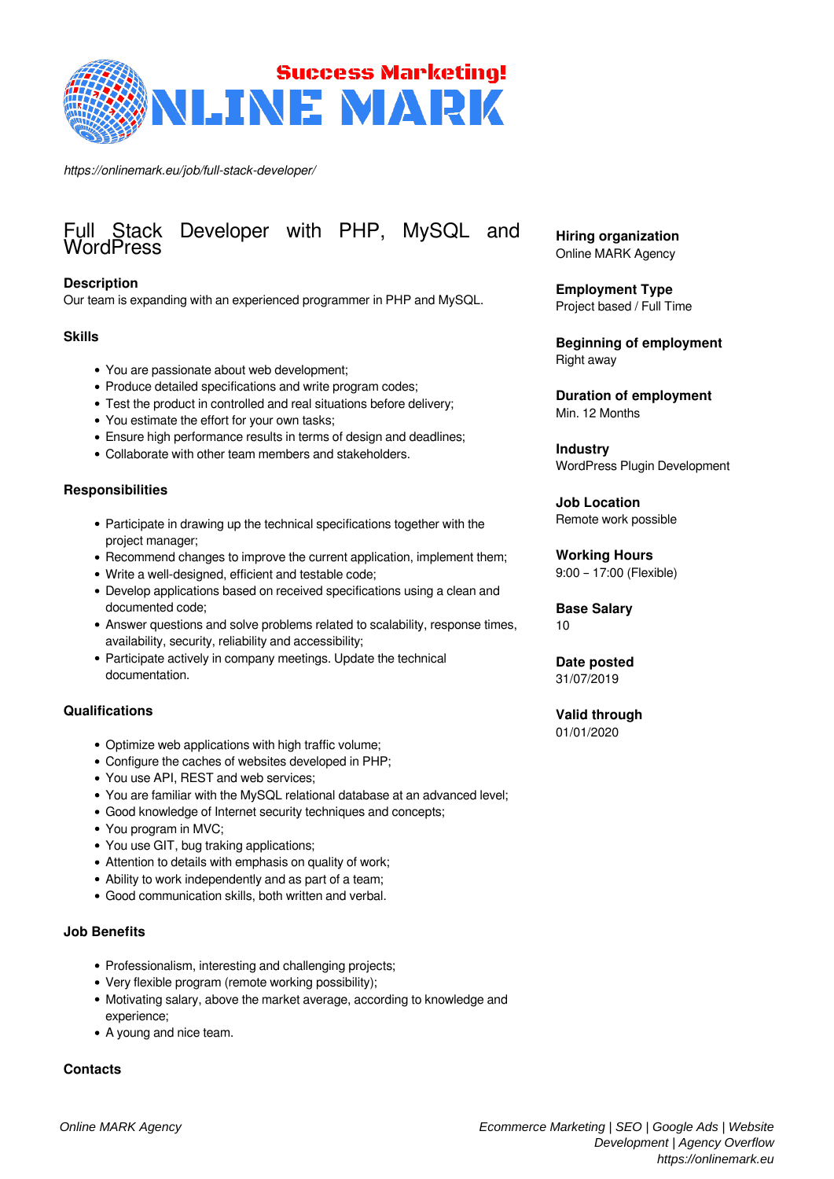https://onlinemark.eu/job/full-stack-developer/

# Full Stack Developer with PHP, MySQL and WordPress

**Hiring organization**
Online MARK Agency

**Employment Type**
Project based / Full Time

**Beginning of employment**
Right away

**Duration of employment**
Min. 12 Months

**Industry**
WordPress Plugin Development

**Job Location**
Remote work possible

**Working Hours**
9:00 – 17:00 (Flexible)

**Base Salary**
10

**Date posted**
31/07/2019

**Valid through**
01/01/2020

### Description

Our team is expanding with an experienced programmer in PHP and MySQL.

### Skills

- You are passionate about web development;
- Produce detailed specifications and write program codes;
- Test the product in controlled and real situations before delivery;
- You estimate the effort for your own tasks;
- Ensure high performance results in terms of design and deadlines;
- Collaborate with other team members and stakeholders.

### Responsibilities

- Participate in drawing up the technical specifications together with the project manager;
- Recommend changes to improve the current application, implement them;
- Write a well-designed, efficient and testable code;
- Develop applications based on received specifications using a clean and documented code;
- Answer questions and solve problems related to scalability, response times, availability, security, reliability and accessibility;
- Participate actively in company meetings. Update the technical documentation.

### Qualifications

- Optimize web applications with high traffic volume;
- Configure the caches of websites developed in PHP;
- You use API, REST and web services;
- You are familiar with the MySQL relational database at an advanced level;
- Good knowledge of Internet security techniques and concepts;
- You program in MVC;
- You use GIT, bug traking applications;
- Attention to details with emphasis on quality of work;
- Ability to work independently and as part of a team;
- Good communication skills, both written and verbal.

### Job Benefits

- Professionalism, interesting and challenging projects;
- Very flexible program (remote working possibility);
- Motivating salary, above the market average, according to knowledge and experience;
- A young and nice team.

### Contacts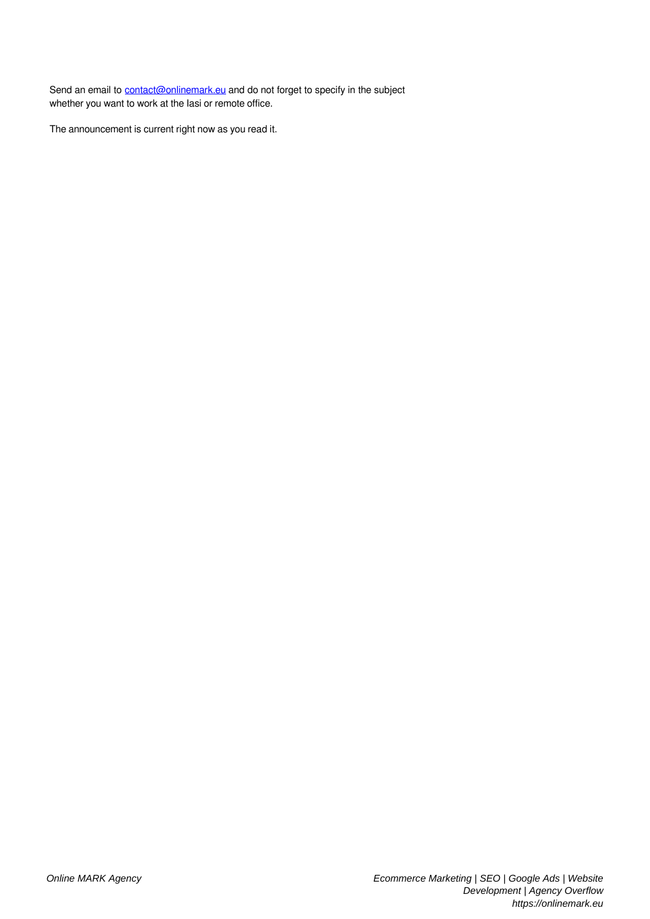Send an email to contact@onlinemark.eu and do not forget to specify in the subject whether you want to work at the Iasi or remote office.

The announcement is current right now as you read it.